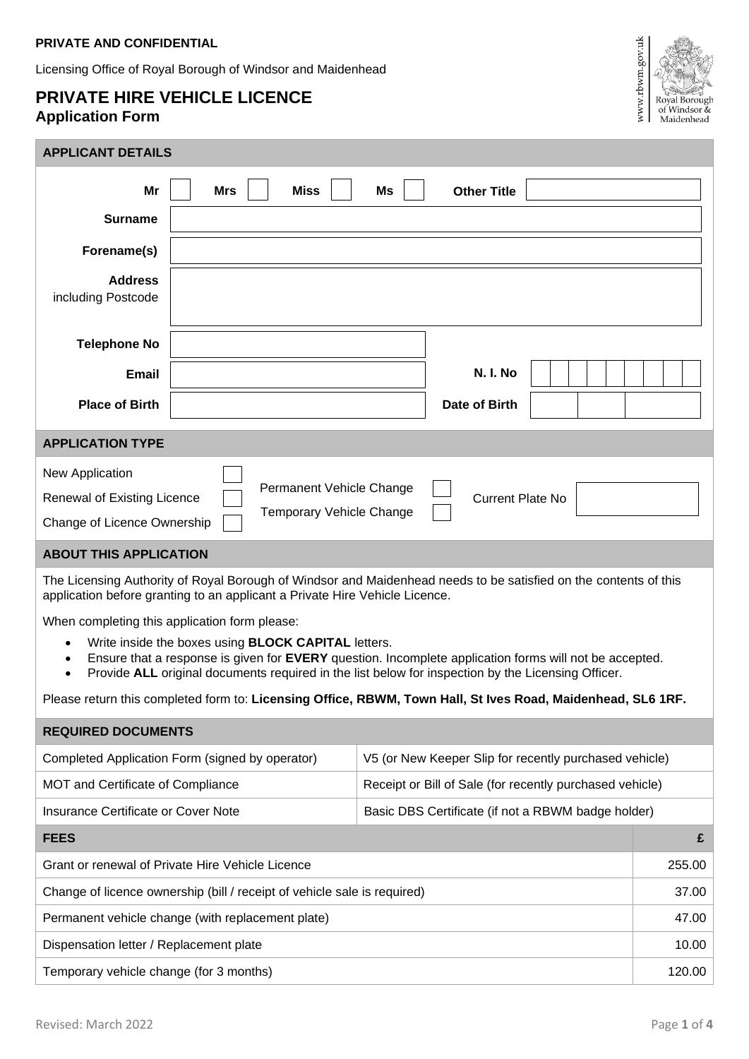**PRIVATE AND CONFIDENTIAL**

Licensing Office of Royal Borough of Windsor and Maidenhead

# PRIVATE HIRE VEHICLE LICENCE
## Application Form

### APPLICANT DETAILS

| | |
|---|---|
| **Mr** ☐ **Mrs** ☐ **Miss** ☐ **Ms** ☐ | **Other Title** |
| **Surname** | |
| **Forename(s)** | |
| **Address** including Postcode | |
| **Telephone No** | |
| **Email** | **N. I. No** |
| **Place of Birth** | **Date of Birth** |

### APPLICATION TYPE

| | | | |
|---|---|---|---|
| New Application ☐ | Permanent Vehicle Change ☐ | Current Plate No | |
| Renewal of Existing Licence ☐ | Temporary Vehicle Change ☐ | | |
| Change of Licence Ownership ☐ | | | |

### ABOUT THIS APPLICATION

The Licensing Authority of Royal Borough of Windsor and Maidenhead needs to be satisfied on the contents of this application before granting to an applicant a Private Hire Vehicle Licence.

When completing this application form please:

- Write inside the boxes using **BLOCK CAPITAL** letters.
- Ensure that a response is given for **EVERY** question. Incomplete application forms will not be accepted.
- Provide **ALL** original documents required in the list below for inspection by the Licensing Officer.

Please return this completed form to: **Licensing Office, RBWM, Town Hall, St Ives Road, Maidenhead, SL6 1RF.**

### REQUIRED DOCUMENTS

| | |
|---|---|
| Completed Application Form (signed by operator) | V5 (or New Keeper Slip for recently purchased vehicle) |
| MOT and Certificate of Compliance | Receipt or Bill of Sale (for recently purchased vehicle) |
| Insurance Certificate or Cover Note | Basic DBS Certificate (if not a RBWM badge holder) |

| **FEES** | **£** |
|---|---|
| Grant or renewal of Private Hire Vehicle Licence | 255.00 |
| Change of licence ownership (bill / receipt of vehicle sale is required) | 37.00 |
| Permanent vehicle change (with replacement plate) | 47.00 |
| Dispensation letter / Replacement plate | 10.00 |
| Temporary vehicle change (for 3 months) | 120.00 |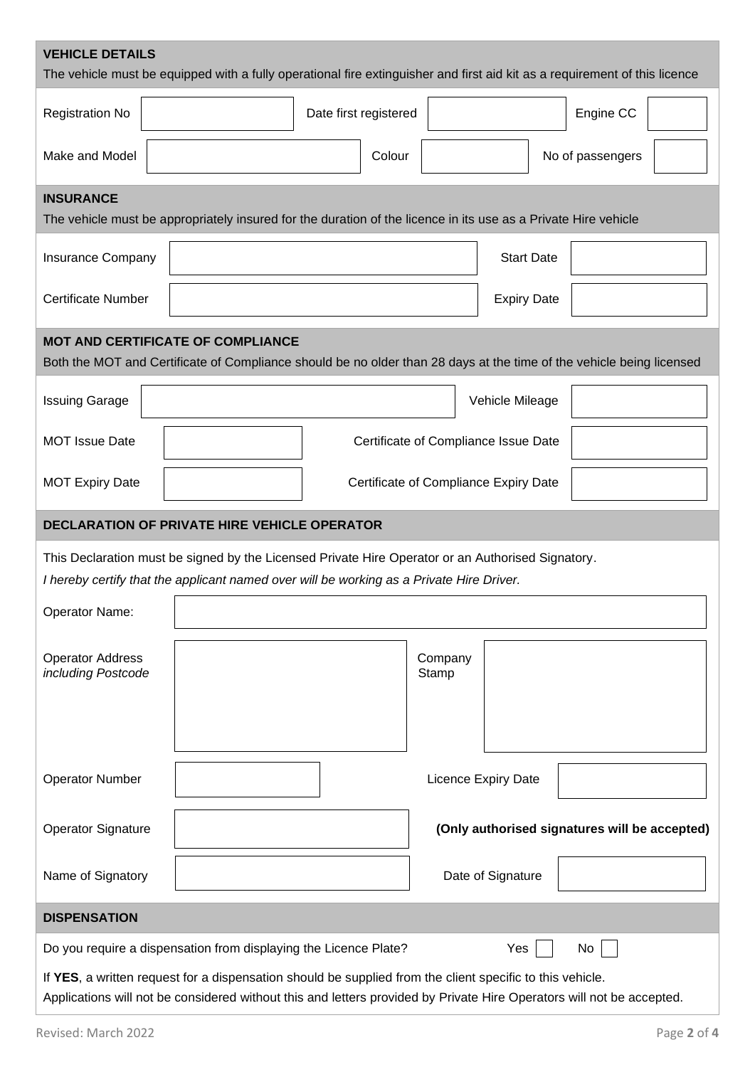## VEHICLE DETAILS

The vehicle must be equipped with a fully operational fire extinguisher and first aid kit as a requirement of this licence

| | | | | | |
|---|---|---|---|---|---|
| Registration No | | Date first registered | | Engine CC | |
| Make and Model | | Colour | | No of passengers | |

## INSURANCE

The vehicle must be appropriately insured for the duration of the licence in its use as a Private Hire vehicle

| | | | |
|---|---|---|---|
| Insurance Company | | Start Date | |
| Certificate Number | | Expiry Date | |

## MOT AND CERTIFICATE OF COMPLIANCE

Both the MOT and Certificate of Compliance should be no older than 28 days at the time of the vehicle being licensed

| | | | |
|---|---|---|---|
| Issuing Garage | | Vehicle Mileage | |
| MOT Issue Date | | Certificate of Compliance Issue Date | |
| MOT Expiry Date | | Certificate of Compliance Expiry Date | |

## DECLARATION OF PRIVATE HIRE VEHICLE OPERATOR

This Declaration must be signed by the Licensed Private Hire Operator or an Authorised Signatory.

*I hereby certify that the applicant named over will be working as a Private Hire Driver.*

| | | | |
|---|---|---|---|
| Operator Name: | | | |
| Operator Address *including Postcode* | | Company Stamp | |
| Operator Number | | Licence Expiry Date | |
| Operator Signature | | **(Only authorised signatures will be accepted)** | |
| Name of Signatory | | Date of Signature | |

## DISPENSATION

Do you require a dispensation from displaying the Licence Plate? Yes ☐ No ☐

If **YES**, a written request for a dispensation should be supplied from the client specific to this vehicle.
Applications will not be considered without this and letters provided by Private Hire Operators will not be accepted.

Revised: March 2022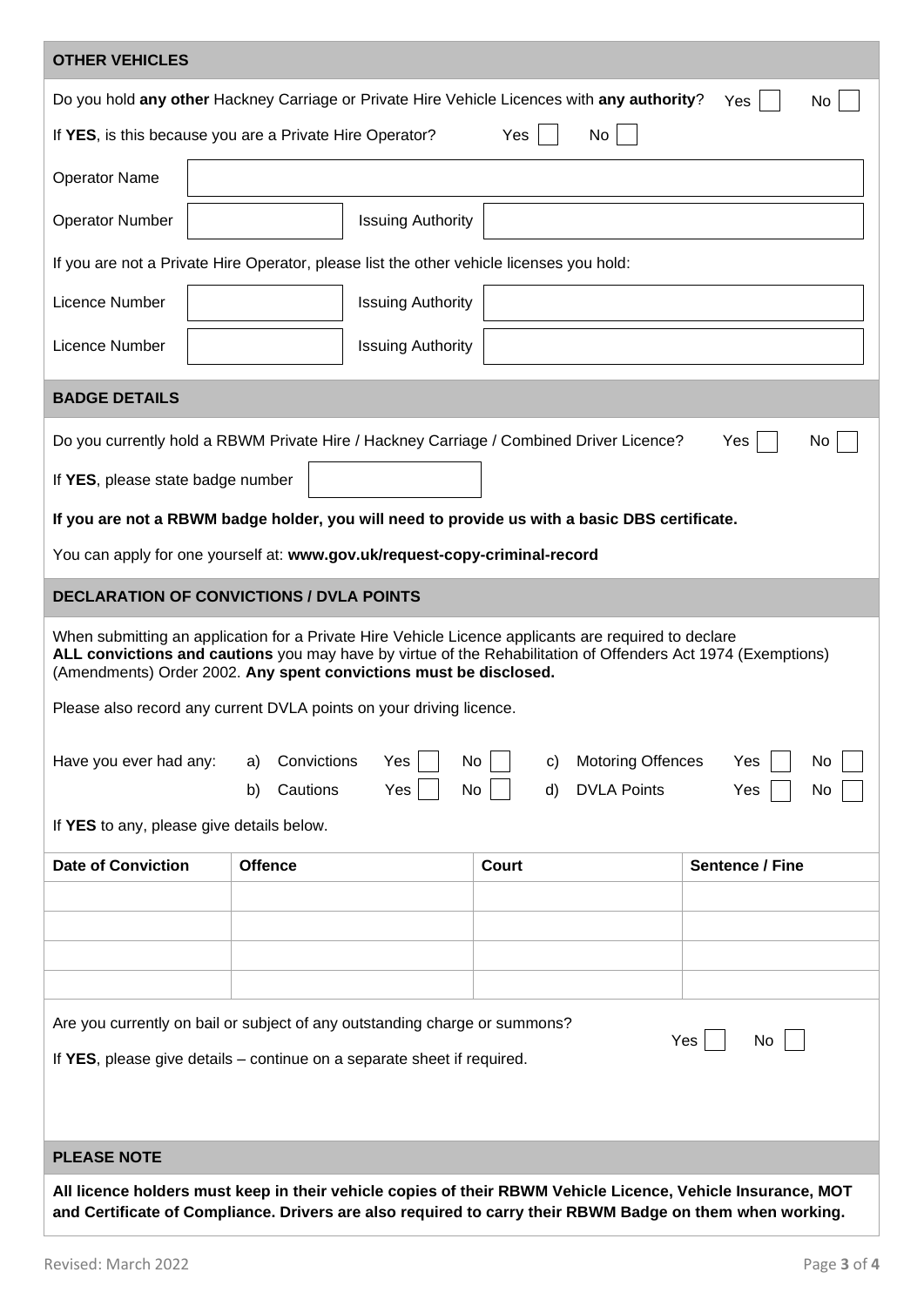## OTHER VEHICLES

Do you hold **any other** Hackney Carriage or Private Hire Vehicle Licences with **any authority**? Yes [ ] No [ ]

If **YES**, is this because you are a Private Hire Operator? Yes [ ] No [ ]

| Operator Name | | | |
|---|---|---|---|
| Operator Number | | Issuing Authority | |

If you are not a Private Hire Operator, please list the other vehicle licenses you hold:

| Licence Number | | Issuing Authority | |
|---|---|---|---|
| Licence Number | | Issuing Authority | |

## BADGE DETAILS

Do you currently hold a RBWM Private Hire / Hackney Carriage / Combined Driver Licence? Yes [ ] No [ ]

If **YES**, please state badge number [ ]

**If you are not a RBWM badge holder, you will need to provide us with a basic DBS certificate.**

You can apply for one yourself at: **www.gov.uk/request-copy-criminal-record**

## DECLARATION OF CONVICTIONS / DVLA POINTS

When submitting an application for a Private Hire Vehicle Licence applicants are required to declare **ALL convictions and cautions** you may have by virtue of the Rehabilitation of Offenders Act 1974 (Exemptions) (Amendments) Order 2002. **Any spent convictions must be disclosed.**

Please also record any current DVLA points on your driving licence.

Have you ever had any:

- a) Convictions Yes [ ] No [ ]
- b) Cautions Yes [ ] No [ ]
- c) Motoring Offences Yes [ ] No [ ]
- d) DVLA Points Yes [ ] No [ ]

If **YES** to any, please give details below.

| Date of Conviction | Offence | Court | Sentence / Fine |
|---|---|---|---|
| | | | |
| | | | |
| | | | |
| | | | |

Are you currently on bail or subject of any outstanding charge or summons? Yes [ ] No [ ]

If **YES**, please give details – continue on a separate sheet if required.

## PLEASE NOTE

**All licence holders must keep in their vehicle copies of their RBWM Vehicle Licence, Vehicle Insurance, MOT and Certificate of Compliance. Drivers are also required to carry their RBWM Badge on them when working.**

Revised: March 2022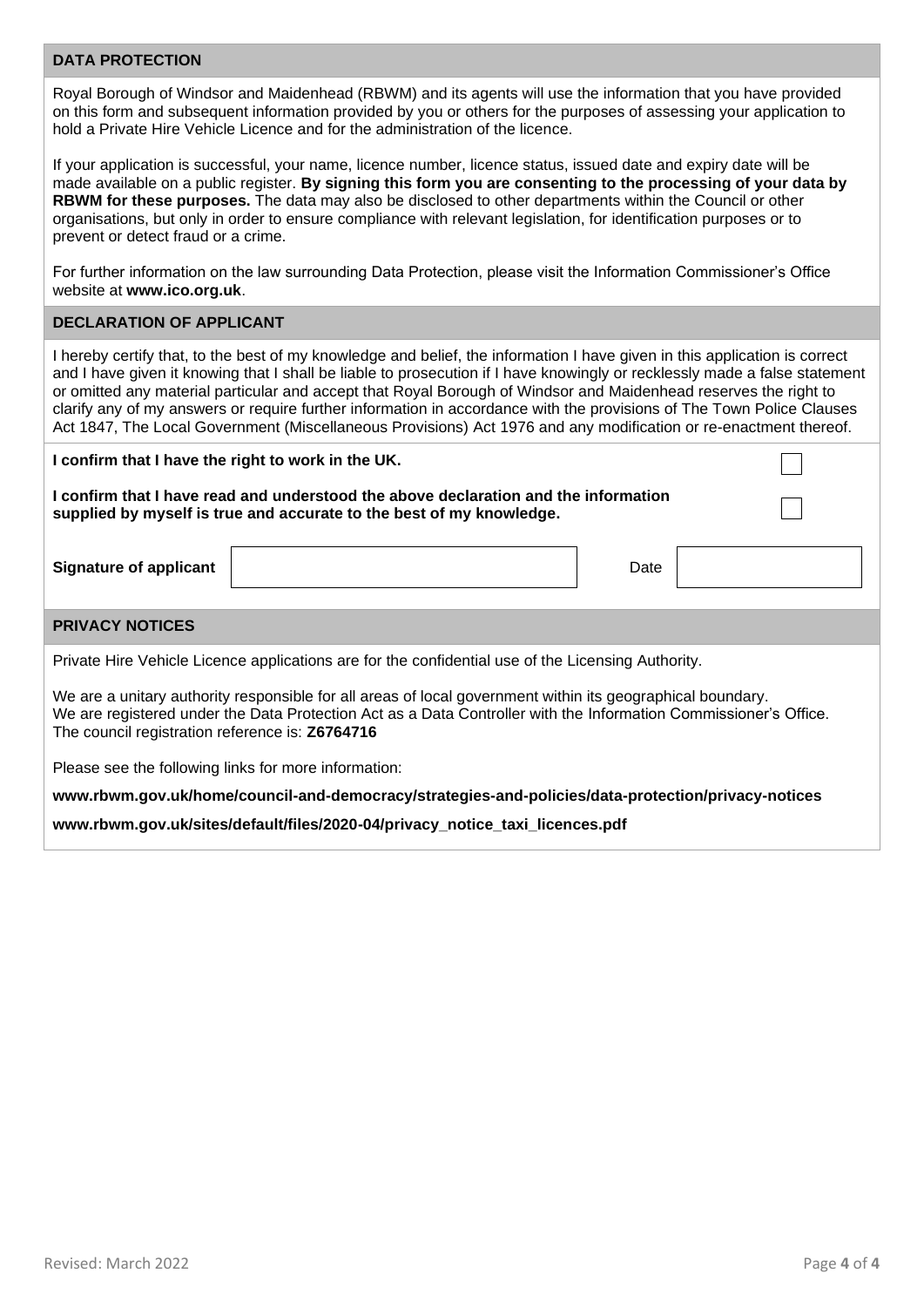## DATA PROTECTION

Royal Borough of Windsor and Maidenhead (RBWM) and its agents will use the information that you have provided on this form and subsequent information provided by you or others for the purposes of assessing your application to hold a Private Hire Vehicle Licence and for the administration of the licence.

If your application is successful, your name, licence number, licence status, issued date and expiry date will be made available on a public register. **By signing this form you are consenting to the processing of your data by RBWM for these purposes.** The data may also be disclosed to other departments within the Council or other organisations, but only in order to ensure compliance with relevant legislation, for identification purposes or to prevent or detect fraud or a crime.

For further information on the law surrounding Data Protection, please visit the Information Commissioner's Office website at **www.ico.org.uk**.

## DECLARATION OF APPLICANT

I hereby certify that, to the best of my knowledge and belief, the information I have given in this application is correct and I have given it knowing that I shall be liable to prosecution if I have knowingly or recklessly made a false statement or omitted any material particular and accept that Royal Borough of Windsor and Maidenhead reserves the right to clarify any of my answers or require further information in accordance with the provisions of The Town Police Clauses Act 1847, The Local Government (Miscellaneous Provisions) Act 1976 and any modification or re-enactment thereof.

**I confirm that I have the right to work in the UK.** ☐

**I confirm that I have read and understood the above declaration and the information supplied by myself is true and accurate to the best of my knowledge.** ☐

| **Signature of applicant** | | Date | |
|---|---|---|---|

## PRIVACY NOTICES

Private Hire Vehicle Licence applications are for the confidential use of the Licensing Authority.

We are a unitary authority responsible for all areas of local government within its geographical boundary. We are registered under the Data Protection Act as a Data Controller with the Information Commissioner's Office. The council registration reference is: **Z6764716**

Please see the following links for more information:

**www.rbwm.gov.uk/home/council-and-democracy/strategies-and-policies/data-protection/privacy-notices**

**www.rbwm.gov.uk/sites/default/files/2020-04/privacy_notice_taxi_licences.pdf**

Revised: March 2022